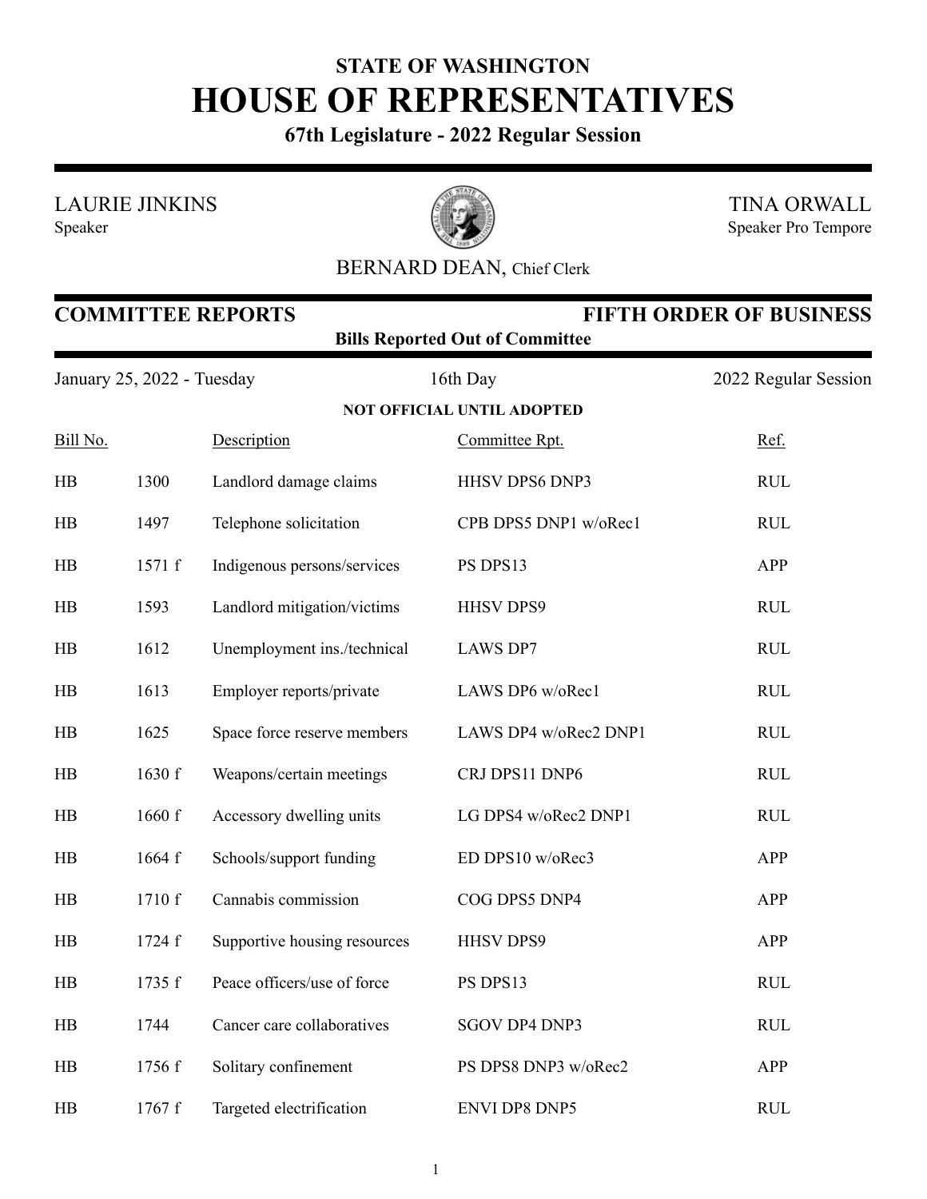# STATE OF WASHINGTON
# HOUSE OF REPRESENTATIVES
**67th Legislature - 2022 Regular Session**

LAURIE JINKINS
Speaker

TINA ORWALL
Speaker Pro Tempore

BERNARD DEAN, Chief Clerk

## COMMITTEE REPORTS — FIFTH ORDER OF BUSINESS
**Bills Reported Out of Committee**

January 25, 2022 - Tuesday — 16th Day — 2022 Regular Session

**NOT OFFICIAL UNTIL ADOPTED**

| Bill No. | | Description | Committee Rpt. | Ref. |
|---|---|---|---|---|
| HB | 1300 | Landlord damage claims | HHSV DPS6 DNP3 | RUL |
| HB | 1497 | Telephone solicitation | CPB DPS5 DNP1 w/oRec1 | RUL |
| HB | 1571 f | Indigenous persons/services | PS DPS13 | APP |
| HB | 1593 | Landlord mitigation/victims | HHSV DPS9 | RUL |
| HB | 1612 | Unemployment ins./technical | LAWS DP7 | RUL |
| HB | 1613 | Employer reports/private | LAWS DP6 w/oRec1 | RUL |
| HB | 1625 | Space force reserve members | LAWS DP4 w/oRec2 DNP1 | RUL |
| HB | 1630 f | Weapons/certain meetings | CRJ DPS11 DNP6 | RUL |
| HB | 1660 f | Accessory dwelling units | LG DPS4 w/oRec2 DNP1 | RUL |
| HB | 1664 f | Schools/support funding | ED DPS10 w/oRec3 | APP |
| HB | 1710 f | Cannabis commission | COG DPS5 DNP4 | APP |
| HB | 1724 f | Supportive housing resources | HHSV DPS9 | APP |
| HB | 1735 f | Peace officers/use of force | PS DPS13 | RUL |
| HB | 1744 | Cancer care collaboratives | SGOV DP4 DNP3 | RUL |
| HB | 1756 f | Solitary confinement | PS DPS8 DNP3 w/oRec2 | APP |
| HB | 1767 f | Targeted electrification | ENVI DP8 DNP5 | RUL |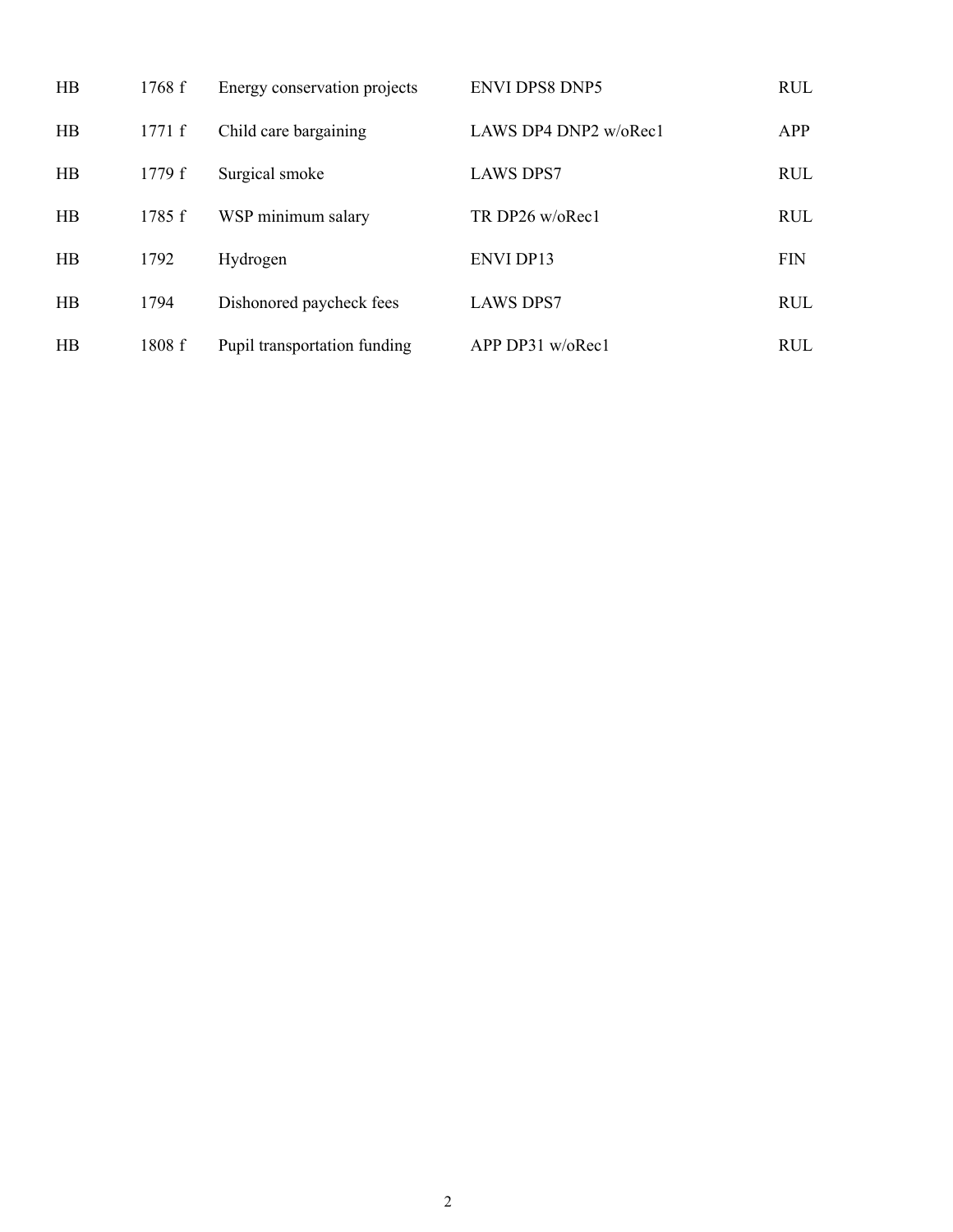| | | | | |
|---|---|---|---|---|
| HB | 1768 f | Energy conservation projects | ENVI DPS8 DNP5 | RUL |
| HB | 1771 f | Child care bargaining | LAWS DP4 DNP2 w/oRec1 | APP |
| HB | 1779 f | Surgical smoke | LAWS DPS7 | RUL |
| HB | 1785 f | WSP minimum salary | TR DP26 w/oRec1 | RUL |
| HB | 1792 | Hydrogen | ENVI DP13 | FIN |
| HB | 1794 | Dishonored paycheck fees | LAWS DPS7 | RUL |
| HB | 1808 f | Pupil transportation funding | APP DP31 w/oRec1 | RUL |